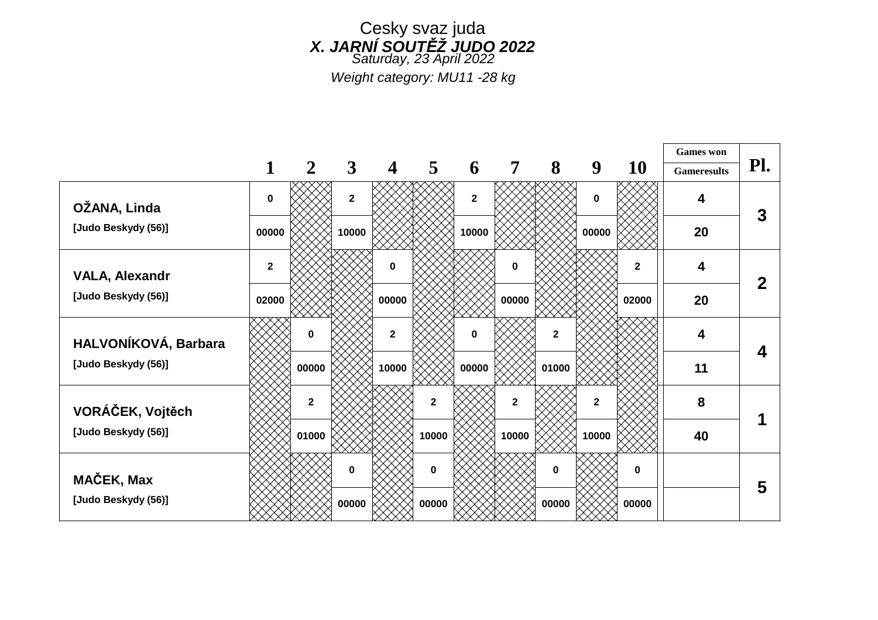Cesky svaz juda

***X. JARNÍ SOUTĚŽ JUDO 2022***

*Saturday, 23 April 2022*

*Weight category: MU11 -28 kg*

| | 1 | 2 | 3 | 4 | 5 | 6 | 7 | 8 | 9 | 10 | Games won / Gameresults | Pl. |
|---|---|---|---|---|---|---|---|---|---|---|---|---|
| **OŽANA, Linda** | 0 | | 2 | | | 2 | | | 0 | | 4 | 3 |
| **[Judo Beskydy (56)]** | 00000 | | 10000 | | | 10000 | | | 00000 | | 20 | |
| **VALA, Alexandr** | 2 | | | 0 | | | 0 | | | 2 | 4 | 2 |
| **[Judo Beskydy (56)]** | 02000 | | | 00000 | | | 00000 | | | 02000 | 20 | |
| **HALVONÍKOVÁ, Barbara** | | 0 | | 2 | | 0 | | 2 | | | 4 | 4 |
| **[Judo Beskydy (56)]** | | 00000 | | 10000 | | 00000 | | 01000 | | | 11 | |
| **VORÁČEK, Vojtěch** | | 2 | | | 2 | | 2 | | 2 | | 8 | 1 |
| **[Judo Beskydy (56)]** | | 01000 | | | 10000 | | 10000 | | 10000 | | 40 | |
| **MAČEK, Max** | | | 0 | | 0 | | | 0 | | 0 | | 5 |
| **[Judo Beskydy (56)]** | | | 00000 | | 00000 | | | 00000 | | 00000 | | |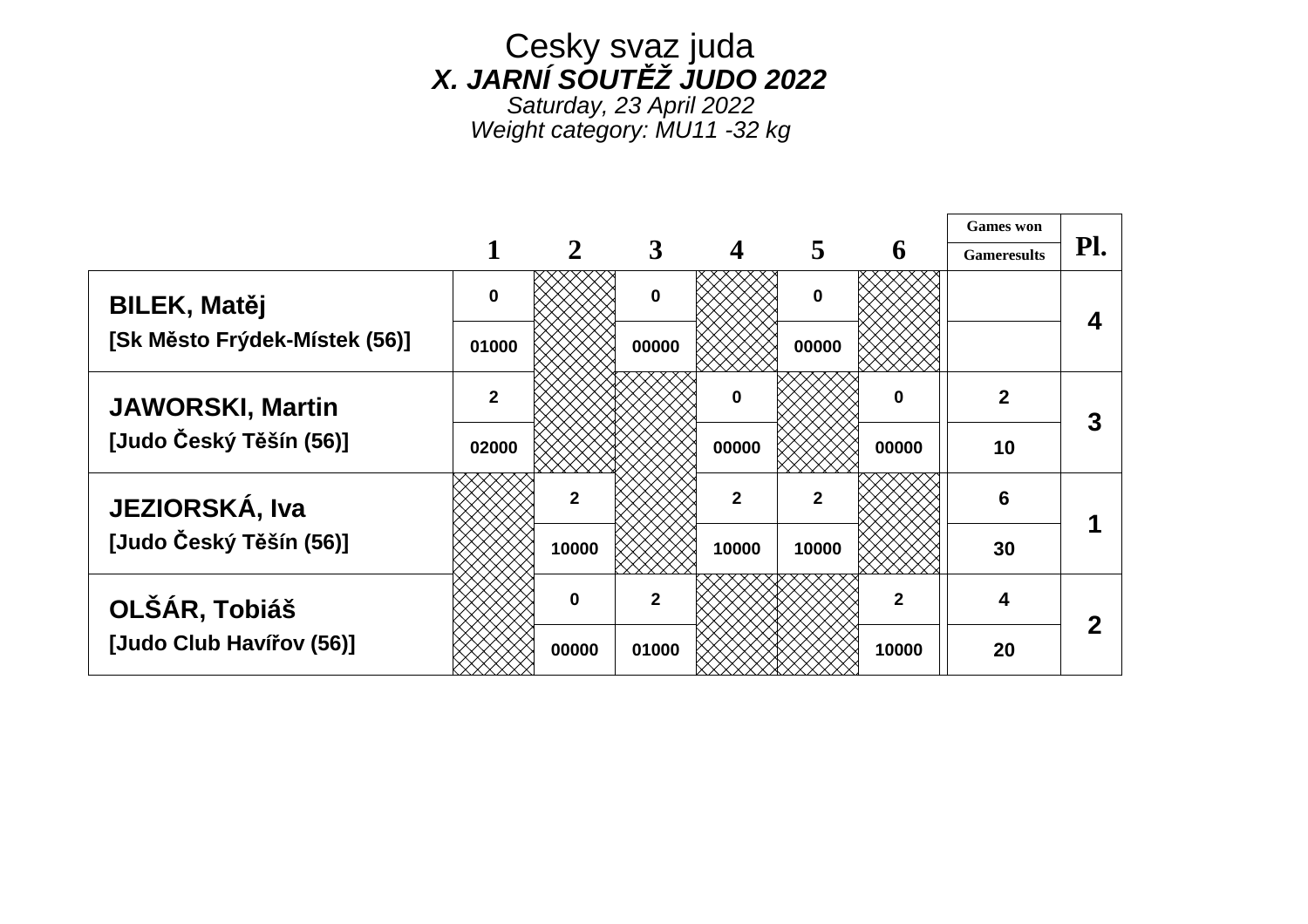# Cesky svaz juda

## *X. JARNÍ SOUTĚŽ JUDO 2022*

*Saturday, 23 April 2022*

*Weight category: MU11 -32 kg*

| | 1 | 2 | 3 | 4 | 5 | 6 | Games won / Gameresults | Pl. |
|---|---|---|---|---|---|---|---|---|
| **BILEK, Matěj** | 0 | | 0 | | 0 | | | 4 |
| **[Sk Město Frýdek-Místek (56)]** | 01000 | | 00000 | | 00000 | | | |
| **JAWORSKI, Martin** | 2 | | | 0 | | 0 | 2 | 3 |
| **[Judo Český Těšín (56)]** | 02000 | | | 00000 | | 00000 | 10 | |
| **JEZIORSKÁ, Iva** | | 2 | | 2 | 2 | | 6 | 1 |
| **[Judo Český Těšín (56)]** | | 10000 | | 10000 | 10000 | | 30 | |
| **OLŠÁR, Tobiáš** | | 0 | 2 | | | 2 | 4 | 2 |
| **[Judo Club Havířov (56)]** | | 00000 | 01000 | | | 10000 | 20 | |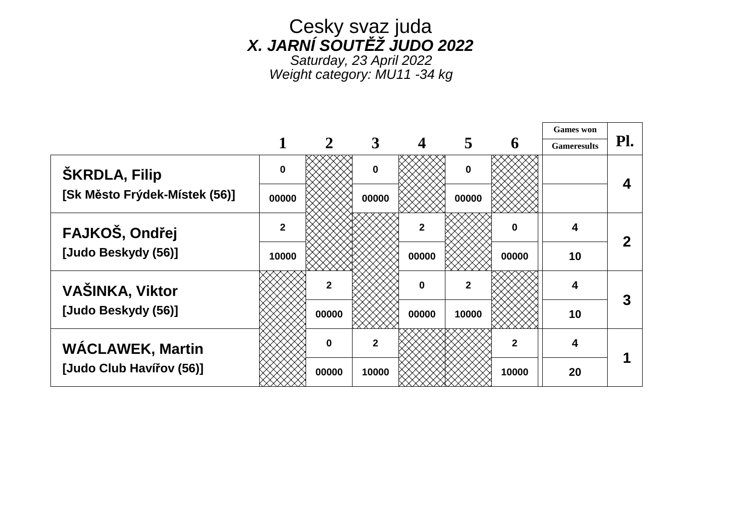# Cesky svaz juda

## *X. JARNÍ SOUTĚŽ JUDO 2022*

*Saturday, 23 April 2022*

*Weight category: MU11 -34 kg*

| | 1 | 2 | 3 | 4 | 5 | 6 | Games won / Gameresults | Pl. |
|---|---|---|---|---|---|---|---|---|
| **ŠKRDLA, Filip** | 0 | | 0 | | 0 | | | 4 |
| **[Sk Město Frýdek-Místek (56)]** | 00000 | | 00000 | | 00000 | | | |
| **FAJKOŠ, Ondřej** | 2 | | | 2 | | 0 | 4 | 2 |
| **[Judo Beskydy (56)]** | 10000 | | | 00000 | | 00000 | 10 | |
| **VAŠINKA, Viktor** | | 2 | | 0 | 2 | | 4 | 3 |
| **[Judo Beskydy (56)]** | | 00000 | | 00000 | 10000 | | 10 | |
| **WÁCLAWEK, Martin** | | 0 | 2 | | | 2 | 4 | 1 |
| **[Judo Club Havířov (56)]** | | 00000 | 10000 | | | 10000 | 20 | |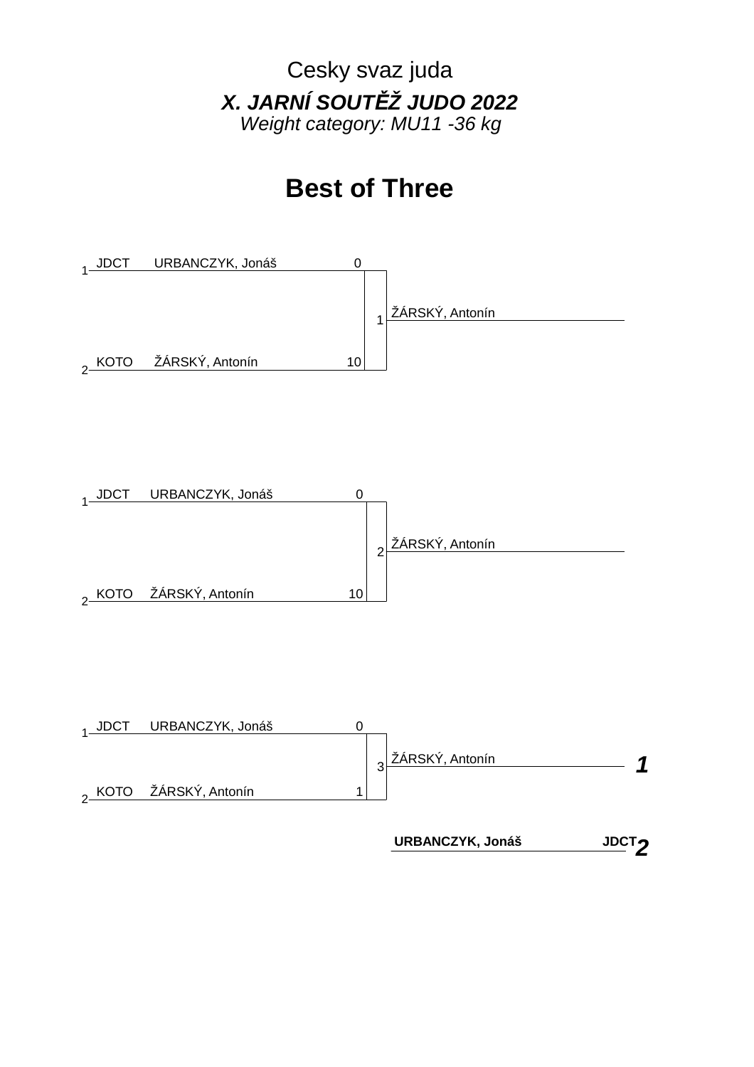Cesky svaz juda

***X. JARNÍ SOUTĚŽ JUDO 2022***

*Weight category: MU11 -36 kg*

# Best of Three

| # | Club | Name | Score | Match | Winner |
|---|---|---|---|---|---|
| 1 | JDCT | URBANCZYK, Jonáš | 0 | 1 | ŽÁRSKÝ, Antonín |
| 2 | KOTO | ŽÁRSKÝ, Antonín | 10 | | |

| # | Club | Name | Score | Match | Winner |
|---|---|---|---|---|---|
| 1 | JDCT | URBANCZYK, Jonáš | 0 | 2 | ŽÁRSKÝ, Antonín |
| 2 | KOTO | ŽÁRSKÝ, Antonín | 10 | | |

| # | Club | Name | Score | Match | Winner |
|---|---|---|---|---|---|
| 1 | JDCT | URBANCZYK, Jonáš | 0 | 3 | ŽÁRSKÝ, Antonín |
| 2 | KOTO | ŽÁRSKÝ, Antonín | 1 | | |

| Place | Name | Club |
|---|---|---|
| ***1*** | ŽÁRSKÝ, Antonín | |
| ***2*** | **URBANCZYK, Jonáš** | **JDCT** |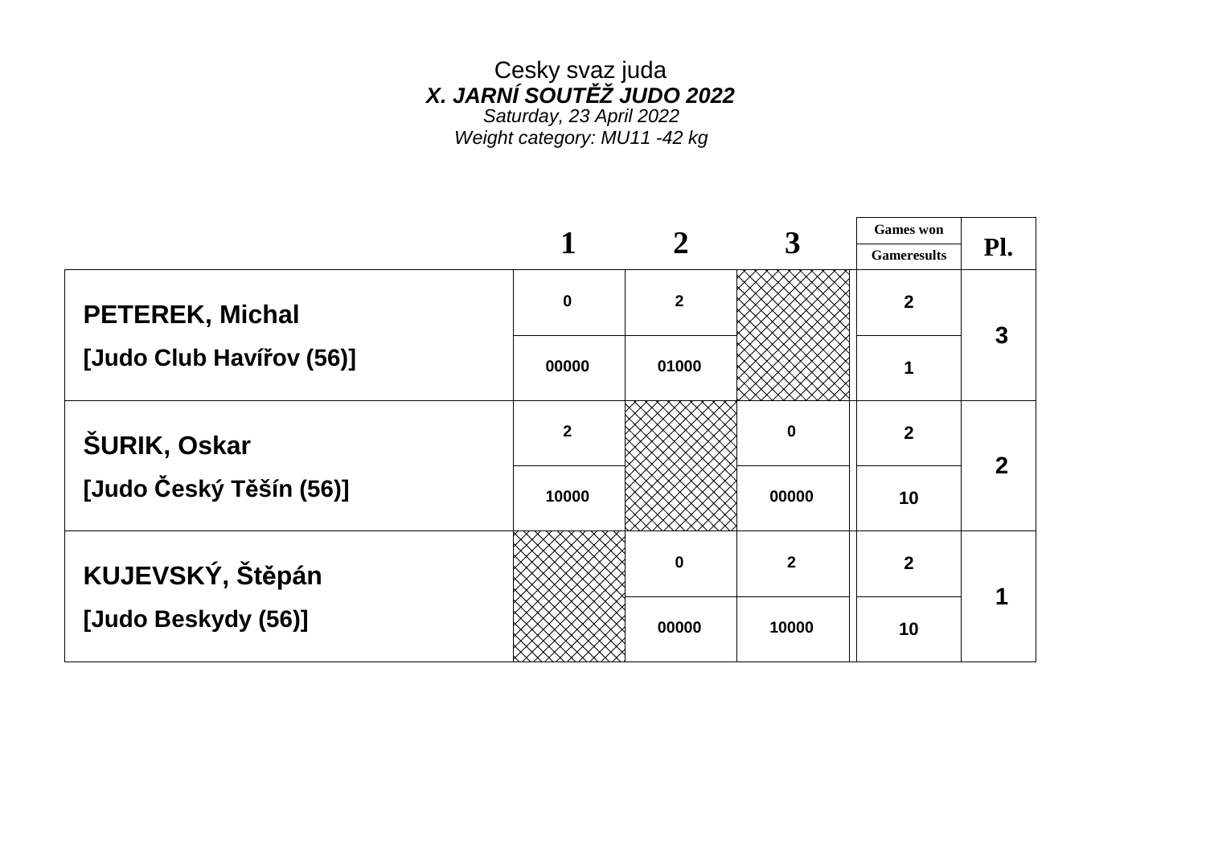Cesky svaz juda

***X. JARNÍ SOUTĚŽ JUDO 2022***

*Saturday, 23 April 2022*

*Weight category: MU11 -42 kg*

| | 1 | 2 | 3 | Games won / Gameresults | Pl. |
|---|---|---|---|---|---|
| **PETEREK, Michal** | 0 | 2 | | 2 | 3 |
| **[Judo Club Havířov (56)]** | 00000 | 01000 | | 1 | |
| **ŠURIK, Oskar** | 2 | | 0 | 2 | 2 |
| **[Judo Český Těšín (56)]** | 10000 | | 00000 | 10 | |
| **KUJEVSKÝ, Štěpán** | | 0 | 2 | 2 | 1 |
| **[Judo Beskydy (56)]** | | 00000 | 10000 | 10 | |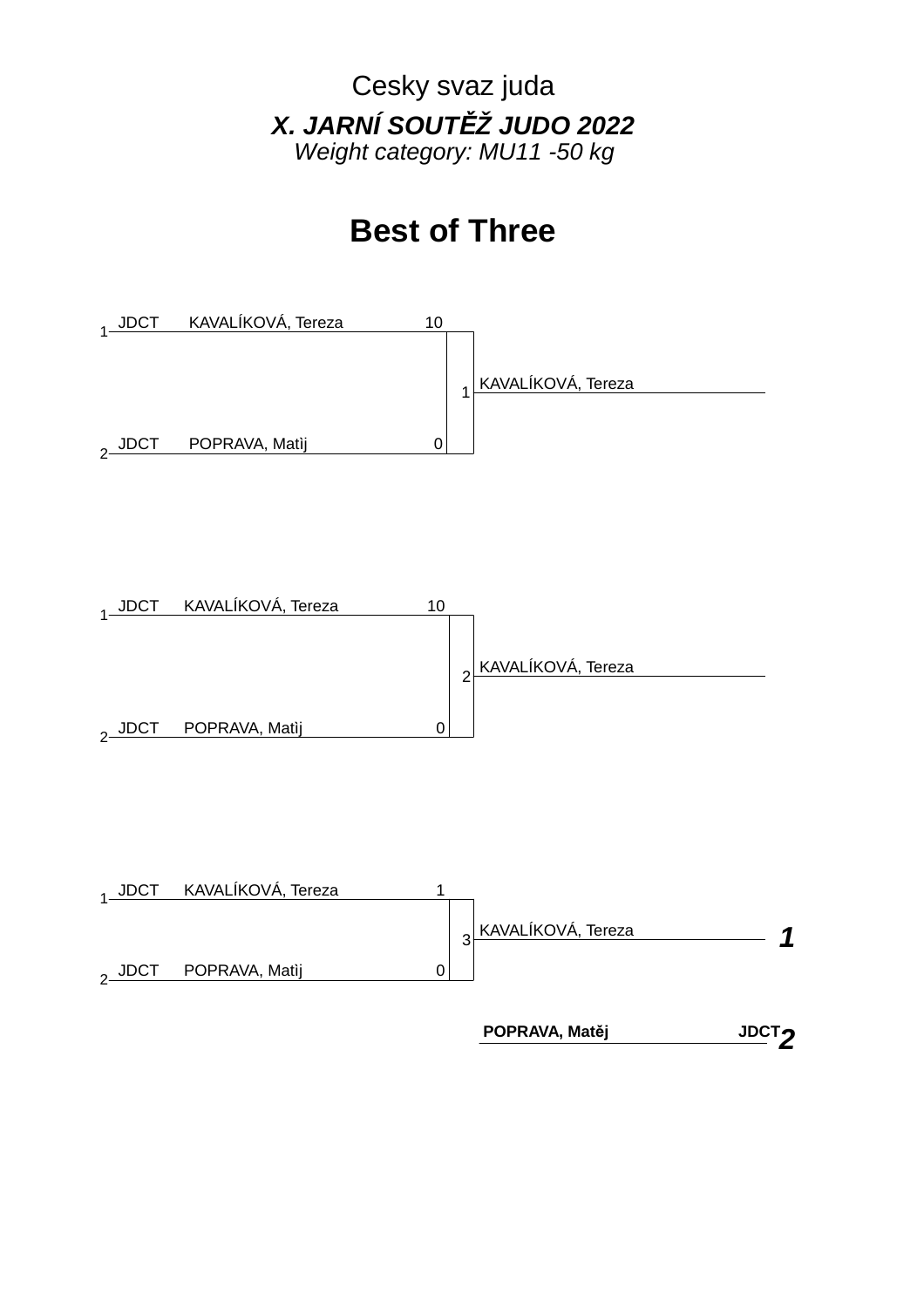Cesky svaz juda

***X. JARNÍ SOUTĚŽ JUDO 2022***

*Weight category: MU11 -50 kg*

# Best of Three

| # | Club | Name | Score | Match | Winner |
|---|---|---|---|---|---|
| 1 | JDCT | KAVALÍKOVÁ, Tereza | 10 | 1 | KAVALÍKOVÁ, Tereza |
| 2 | JDCT | POPRAVA, Matìj | 0 | | |

| # | Club | Name | Score | Match | Winner |
|---|---|---|---|---|---|
| 1 | JDCT | KAVALÍKOVÁ, Tereza | 10 | 2 | KAVALÍKOVÁ, Tereza |
| 2 | JDCT | POPRAVA, Matìj | 0 | | |

| # | Club | Name | Score | Match | Winner |
|---|---|---|---|---|---|
| 1 | JDCT | KAVALÍKOVÁ, Tereza | 1 | 3 | KAVALÍKOVÁ, Tereza |
| 2 | JDCT | POPRAVA, Matìj | 0 | | |

| Place | Name | Club |
|---|---|---|
| ***1*** | KAVALÍKOVÁ, Tereza | |
| ***2*** | **POPRAVA, Matěj** | **JDCT** |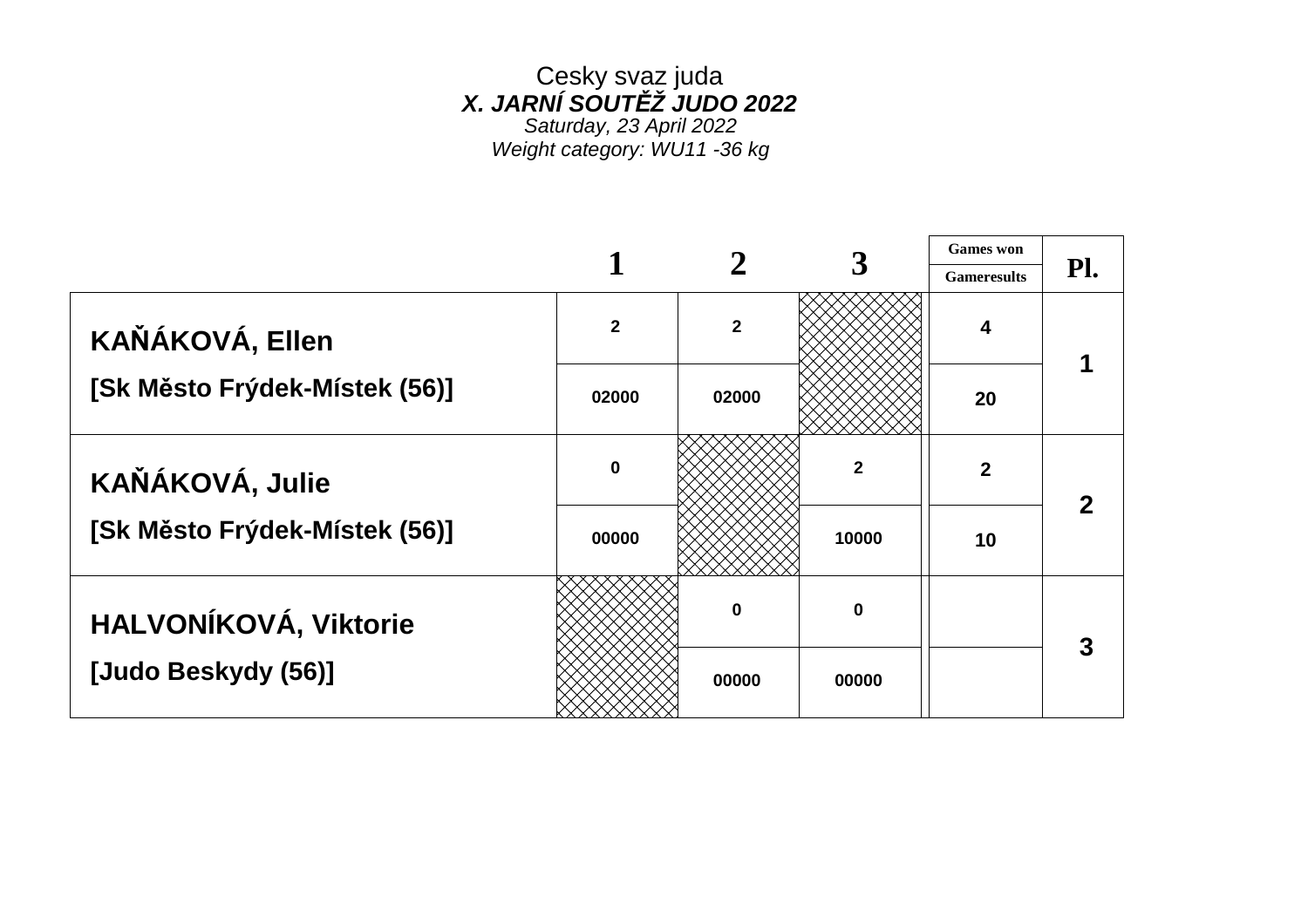Cesky svaz juda

***X. JARNÍ SOUTĚŽ JUDO 2022***

*Saturday, 23 April 2022*

*Weight category: WU11 -36 kg*

| | 1 | 2 | 3 | Games won / Gameresults | Pl. |
|---|---|---|---|---|---|
| **KAŇÁKOVÁ, Ellen** | 2 | 2 | | 4 | 1 |
| **[Sk Město Frýdek-Místek (56)]** | 02000 | 02000 | | 20 | |
| **KAŇÁKOVÁ, Julie** | 0 | | 2 | 2 | 2 |
| **[Sk Město Frýdek-Místek (56)]** | 00000 | | 10000 | 10 | |
| **HALVONÍKOVÁ, Viktorie** | | 0 | 0 | | 3 |
| **[Judo Beskydy (56)]** | | 00000 | 00000 | | |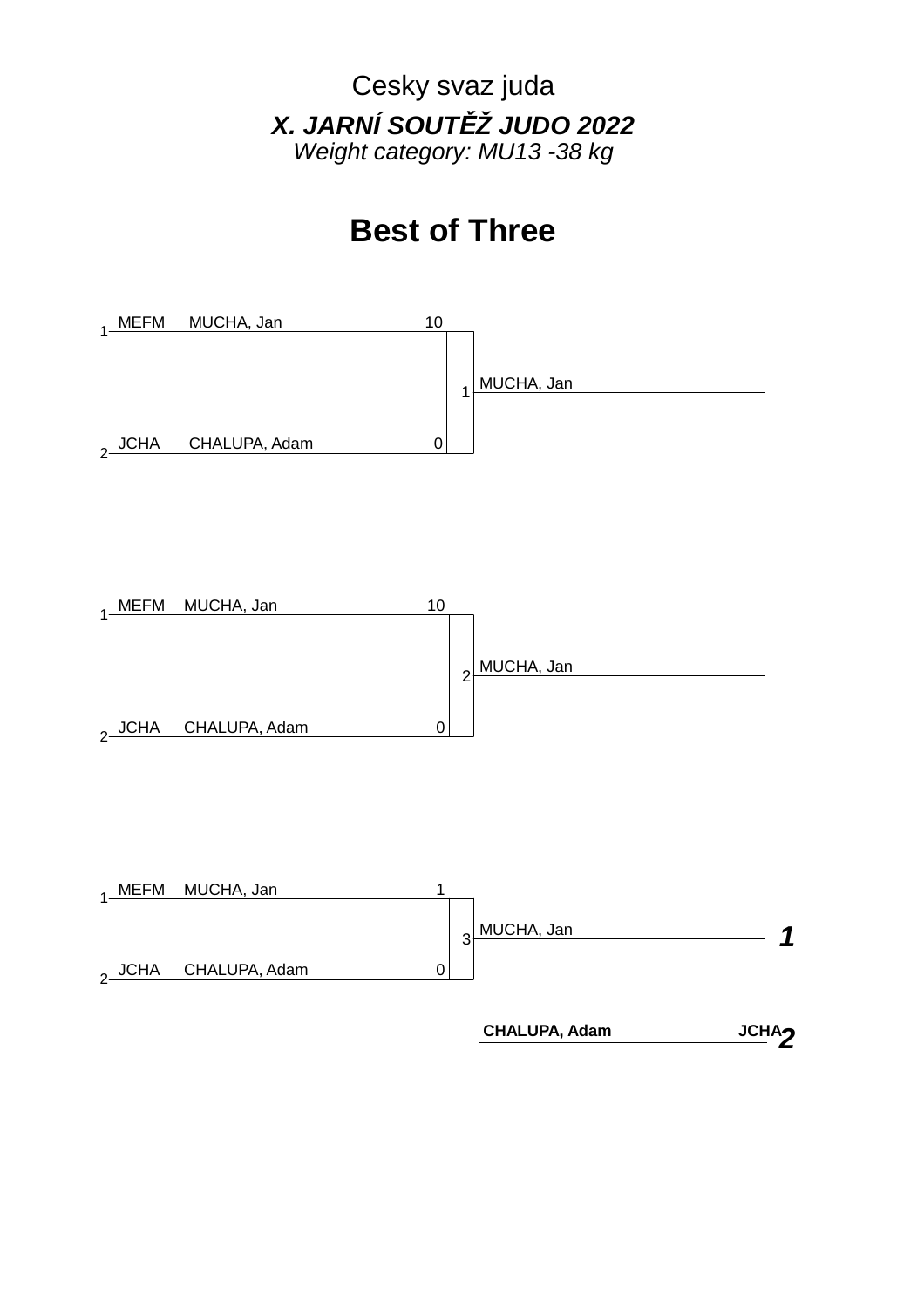Cesky svaz juda

***X. JARNÍ SOUTĚŽ JUDO 2022***

*Weight category: MU13 -38 kg*

# Best of Three

| | Club | Name | Score | Match | Winner |
|---|---|---|---|---|---|
| 1 | MEFM | MUCHA, Jan | 10 | 1 | MUCHA, Jan |
| 2 | JCHA | CHALUPA, Adam | 0 | | |

| | Club | Name | Score | Match | Winner |
|---|---|---|---|---|---|
| 1 | MEFM | MUCHA, Jan | 10 | 2 | MUCHA, Jan |
| 2 | JCHA | CHALUPA, Adam | 0 | | |

| | Club | Name | Score | Match | Winner |
|---|---|---|---|---|---|
| 1 | MEFM | MUCHA, Jan | 1 | 3 | MUCHA, Jan |
| 2 | JCHA | CHALUPA, Adam | 0 | | |

| Place | Name | Club |
|---|---|---|
| 1 | MUCHA, Jan | |
| 2 | **CHALUPA, Adam** | **JCHA** |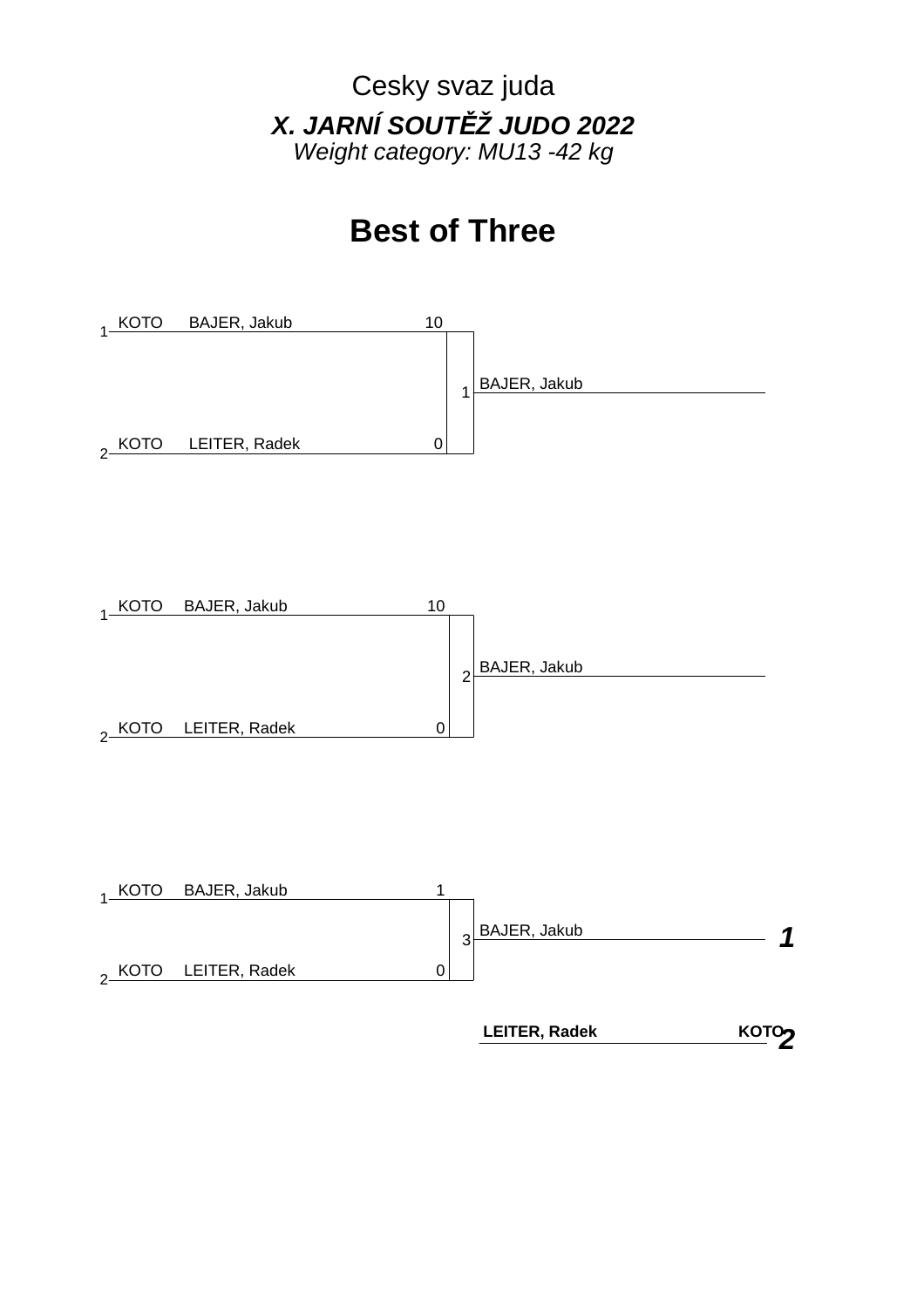Cesky svaz juda

***X. JARNÍ SOUTĚŽ JUDO 2022***

*Weight category: MU13 -42 kg*

# Best of Three

| | Club | Name | Score | Match | Winner |
|---|---|---|---|---|---|
| 1 | KOTO | BAJER, Jakub | 10 | 1 | BAJER, Jakub |
| 2 | KOTO | LEITER, Radek | 0 | | |

| | Club | Name | Score | Match | Winner |
|---|---|---|---|---|---|
| 1 | KOTO | BAJER, Jakub | 10 | 2 | BAJER, Jakub |
| 2 | KOTO | LEITER, Radek | 0 | | |

| | Club | Name | Score | Match | Winner |
|---|---|---|---|---|---|
| 1 | KOTO | BAJER, Jakub | 1 | 3 | BAJER, Jakub |
| 2 | KOTO | LEITER, Radek | 0 | | |

| Place | Name | Club |
|---|---|---|
| ***1*** | BAJER, Jakub | |
| ***2*** | **LEITER, Radek** | **KOTO** |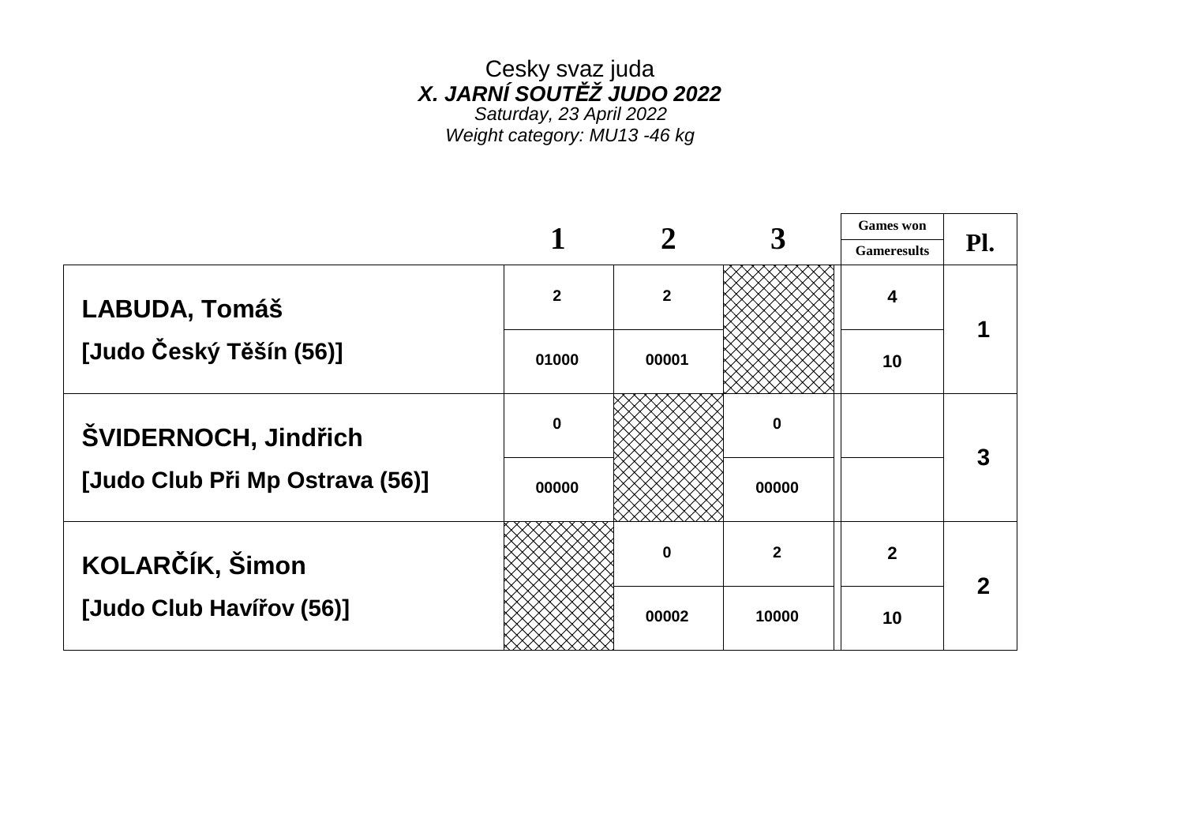Cesky svaz juda

***X. JARNÍ SOUTĚŽ JUDO 2022***

*Saturday, 23 April 2022*

*Weight category: MU13 -46 kg*

| | 1 | 2 | 3 | Games won / Gameresults | Pl. |
|---|---|---|---|---|---|
| LABUDA, Tomáš | 2 | 2 | | 4 | 1 |
| [Judo Český Těšín (56)] | 01000 | 00001 | | 10 | |
| ŠVIDERNOCH, Jindřich | 0 | | 0 | | 3 |
| [Judo Club Při Mp Ostrava (56)] | 00000 | | 00000 | | |
| KOLARČÍK, Šimon | | 0 | 2 | 2 | 2 |
| [Judo Club Havířov (56)] | | 00002 | 10000 | 10 | |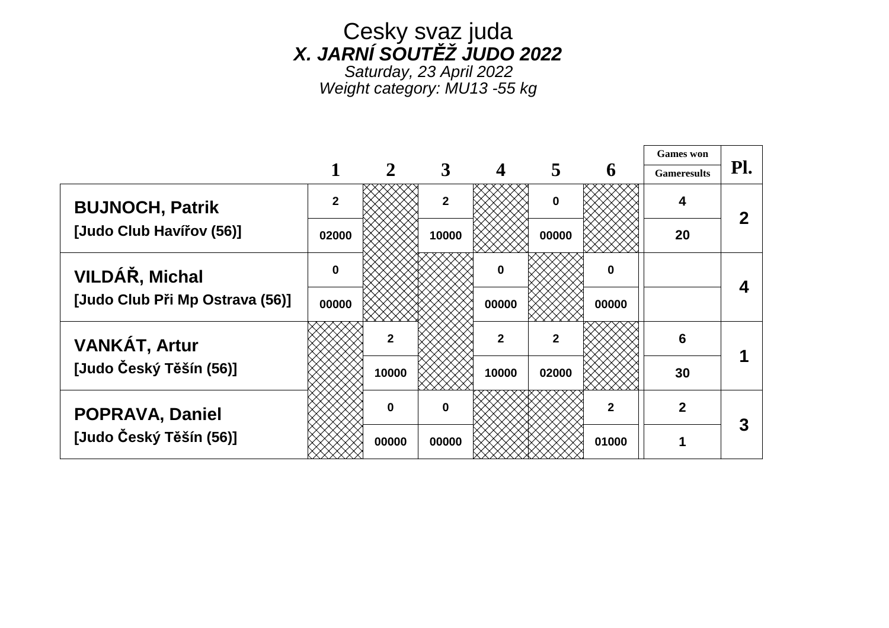# Cesky svaz juda

## *X. JARNÍ SOUTĚŽ JUDO 2022*

*Saturday, 23 April 2022*

*Weight category: MU13 -55 kg*

| | 1 | 2 | 3 | 4 | 5 | 6 | Games won / Gameresults | Pl. |
|---|---|---|---|---|---|---|---|---|
| **BUJNOCH, Patrik** | 2 | | 2 | | 0 | | 4 | 2 |
| [Judo Club Havířov (56)] | 02000 | | 10000 | | 00000 | | 20 | |
| **VILDÁŘ, Michal** | 0 | | | 0 | | 0 | | 4 |
| [Judo Club Při Mp Ostrava (56)] | 00000 | | | 00000 | | 00000 | | |
| **VANKÁT, Artur** | | 2 | | 2 | 2 | | 6 | 1 |
| [Judo Český Těšín (56)] | | 10000 | | 10000 | 02000 | | 30 | |
| **POPRAVA, Daniel** | | 0 | 0 | | | 2 | 2 | 3 |
| [Judo Český Těšín (56)] | | 00000 | 00000 | | | 01000 | 1 | |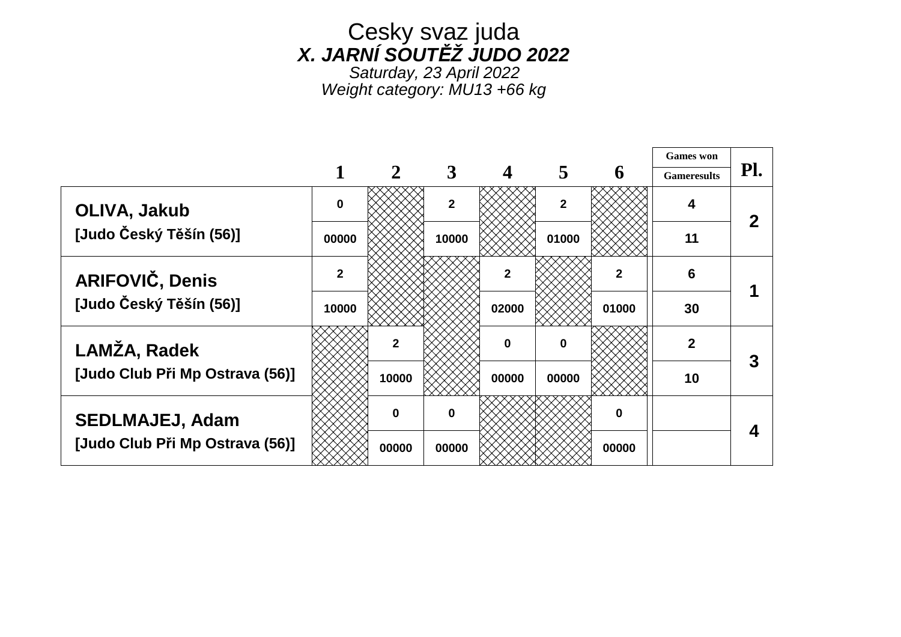# Cesky svaz juda

## *X. JARNÍ SOUTĚŽ JUDO 2022*

*Saturday, 23 April 2022*

*Weight category: MU13 +66 kg*

| | 1 | 2 | 3 | 4 | 5 | 6 | Games won / Gameresults | Pl. |
|---|---|---|---|---|---|---|---|---|
| **OLIVA, Jakub** | 0 | | 2 | | 2 | | 4 | 2 |
| [Judo Český Těšín (56)] | 00000 | | 10000 | | 01000 | | 11 | |
| **ARIFOVIČ, Denis** | 2 | | | 2 | | 2 | 6 | 1 |
| [Judo Český Těšín (56)] | 10000 | | | 02000 | | 01000 | 30 | |
| **LAMŽA, Radek** | | 2 | | 0 | 0 | | 2 | 3 |
| [Judo Club Při Mp Ostrava (56)] | | 10000 | | 00000 | 00000 | | 10 | |
| **SEDLMAJEJ, Adam** | | 0 | 0 | | | 0 | | 4 |
| [Judo Club Při Mp Ostrava (56)] | | 00000 | 00000 | | | 00000 | | |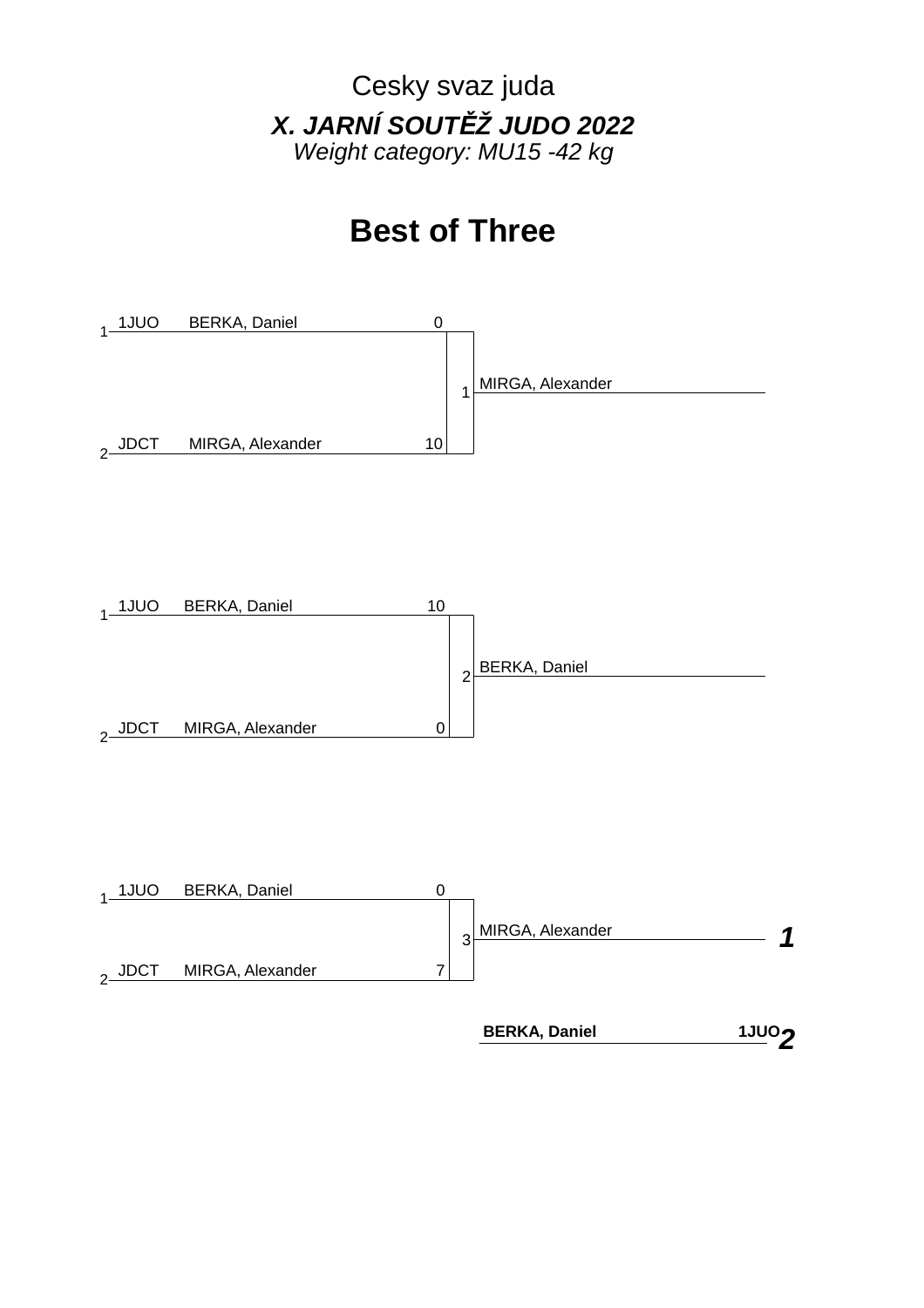Cesky svaz juda

***X. JARNÍ SOUTĚŽ JUDO 2022***

*Weight category: MU15 -42 kg*

# Best of Three

| | Club | Name | Score | Match | Winner |
|---|---|---|---|---|---|
| 1 | 1JUO | BERKA, Daniel | 0 | 1 | MIRGA, Alexander |
| 2 | JDCT | MIRGA, Alexander | 10 | | |

| | Club | Name | Score | Match | Winner |
|---|---|---|---|---|---|
| 1 | 1JUO | BERKA, Daniel | 10 | 2 | BERKA, Daniel |
| 2 | JDCT | MIRGA, Alexander | 0 | | |

| | Club | Name | Score | Match | Winner |
|---|---|---|---|---|---|
| 1 | 1JUO | BERKA, Daniel | 0 | 3 | MIRGA, Alexander |
| 2 | JDCT | MIRGA, Alexander | 7 | | |

| Place | Name | Club |
|---|---|---|
| ***1*** | MIRGA, Alexander | |
| ***2*** | **BERKA, Daniel** | **1JUO** |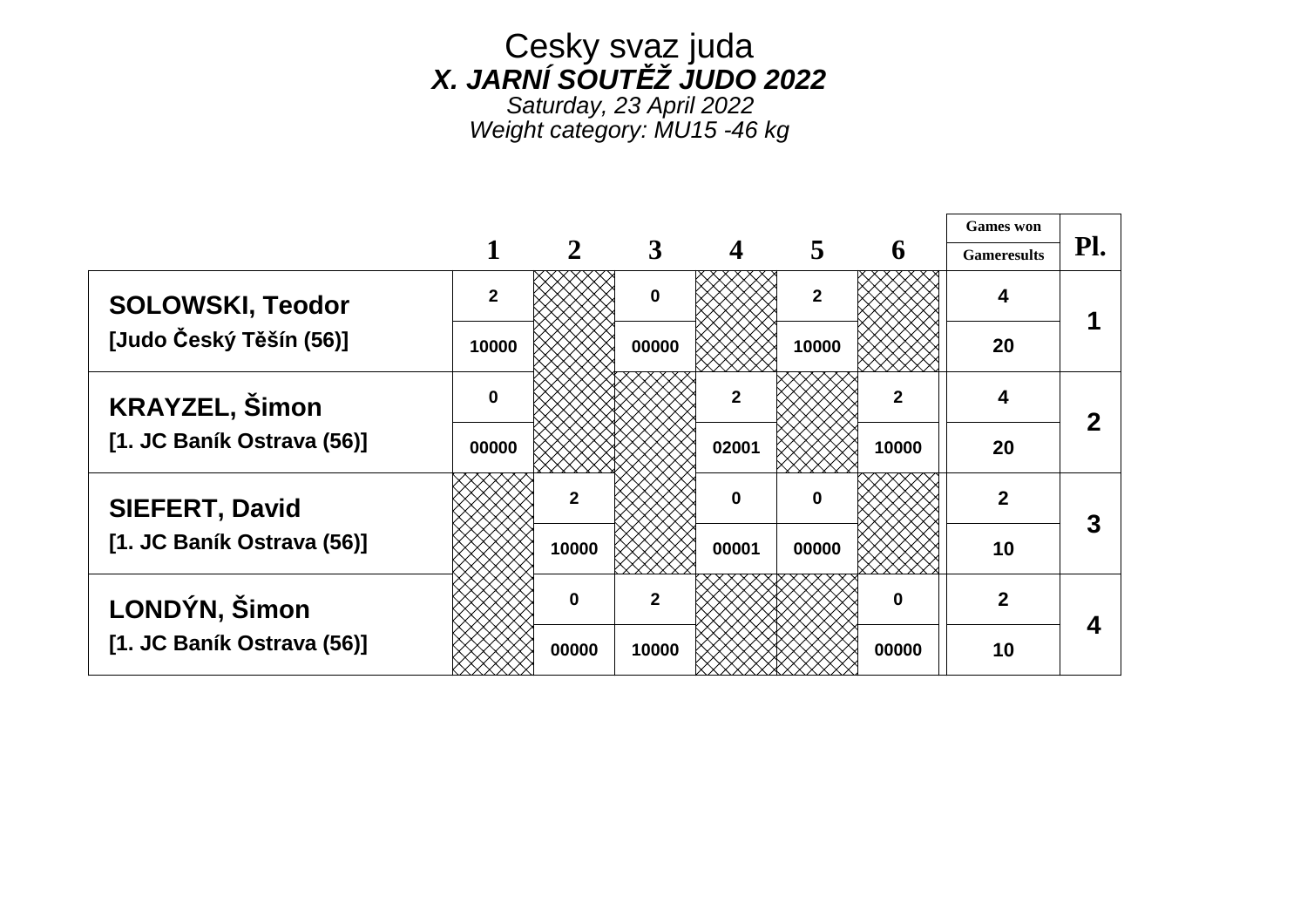# Cesky svaz juda

## *X. JARNÍ SOUTĚŽ JUDO 2022*

*Saturday, 23 April 2022*

*Weight category: MU15 -46 kg*

| | 1 | 2 | 3 | 4 | 5 | 6 | Games won / Gameresults | Pl. |
|---|---|---|---|---|---|---|---|---|
| **SOLOWSKI, Teodor** | 2 | | 0 | | 2 | | 4 | 1 |
| [Judo Český Těšín (56)] | 10000 | | 00000 | | 10000 | | 20 | |
| **KRAYZEL, Šimon** | 0 | | | 2 | | 2 | 4 | 2 |
| [1. JC Baník Ostrava (56)] | 00000 | | | 02001 | | 10000 | 20 | |
| **SIEFERT, David** | | 2 | | 0 | 0 | | 2 | 3 |
| [1. JC Baník Ostrava (56)] | | 10000 | | 00001 | 00000 | | 10 | |
| **LONDÝN, Šimon** | | 0 | 2 | | | 0 | 2 | 4 |
| [1. JC Baník Ostrava (56)] | | 00000 | 10000 | | | 00000 | 10 | |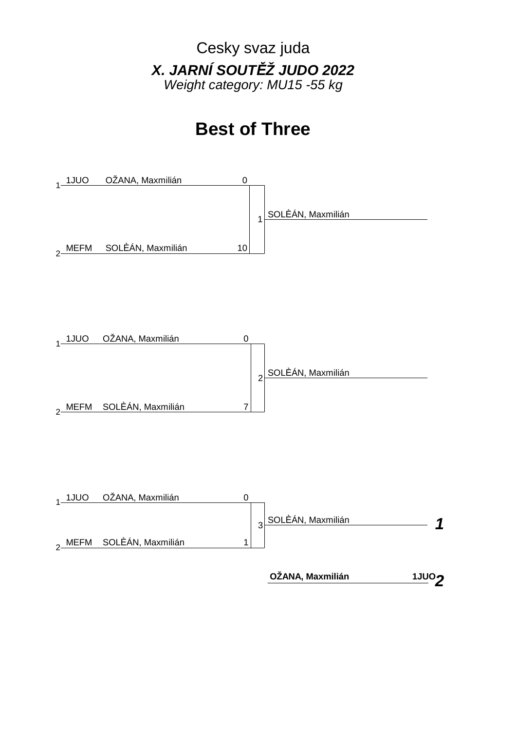Cesky svaz juda

***X. JARNÍ SOUTĚŽ JUDO 2022***

*Weight category: MU15 -55 kg*

# Best of Three

| Pos | Club | Name | Score | Match | Winner |
|---|---|---|---|---|---|
| 1 | 1JUO | OŽANA, Maxmilián | 0 | 1 | SOLÈÁN, Maxmilián |
| 2 | MEFM | SOLÈÁN, Maxmilián | 10 | | |

| Pos | Club | Name | Score | Match | Winner |
|---|---|---|---|---|---|
| 1 | 1JUO | OŽANA, Maxmilián | 0 | 2 | SOLÈÁN, Maxmilián |
| 2 | MEFM | SOLÈÁN, Maxmilián | 7 | | |

| Pos | Club | Name | Score | Match | Winner |
|---|---|---|---|---|---|
| 1 | 1JUO | OŽANA, Maxmilián | 0 | 3 | SOLÈÁN, Maxmilián |
| 2 | MEFM | SOLÈÁN, Maxmilián | 1 | | |

| Place | Name | Club |
|---|---|---|
| ***1*** | SOLÈÁN, Maxmilián | |
| ***2*** | **OŽANA, Maxmilián** | **1JUO** |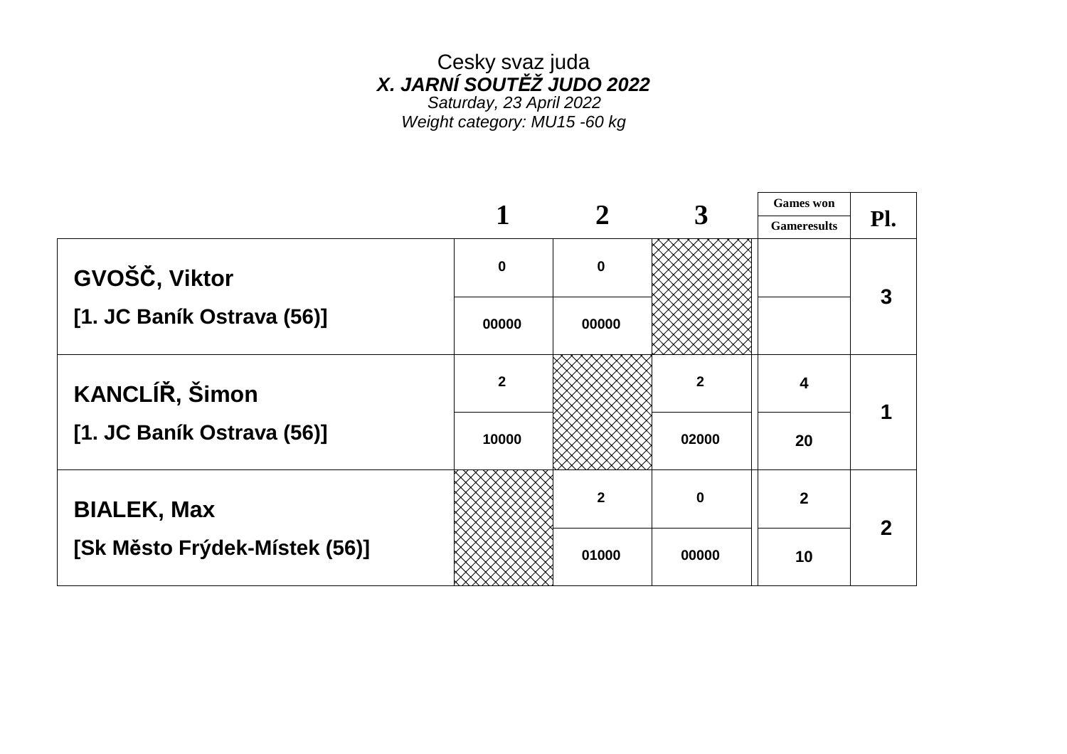Cesky svaz juda

***X. JARNÍ SOUTĚŽ JUDO 2022***

*Saturday, 23 April 2022*

*Weight category: MU15 -60 kg*

| | 1 | 2 | 3 | Games won / Gameresults | Pl. |
|---|---|---|---|---|---|
| **GVOŠČ, Viktor** | 0 | 0 | | | 3 |
| **[1. JC Baník Ostrava (56)]** | 00000 | 00000 | | | |
| **KANCLÍŘ, Šimon** | 2 | | 2 | 4 | 1 |
| **[1. JC Baník Ostrava (56)]** | 10000 | | 02000 | 20 | |
| **BIALEK, Max** | | 2 | 0 | 2 | 2 |
| **[Sk Město Frýdek-Místek (56)]** | | 01000 | 00000 | 10 | |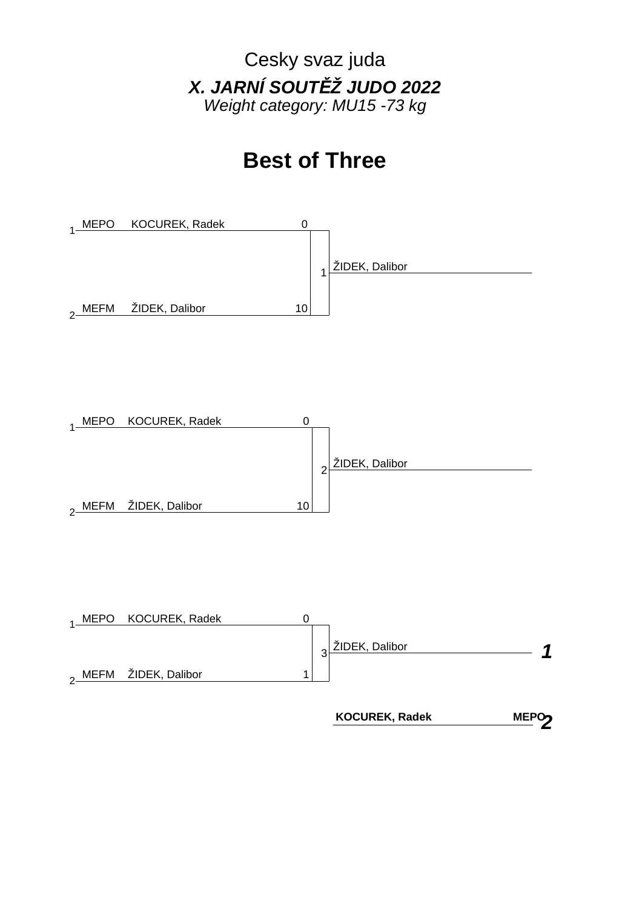Cesky svaz juda

***X. JARNÍ SOUTĚŽ JUDO 2022***

*Weight category: MU15 -73 kg*

# Best of Three

| | Club | Name | Score | Match | Winner |
|---|---|---|---|---|---|
| 1 | MEPO | KOCUREK, Radek | 0 | 1 | ŽIDEK, Dalibor |
| 2 | MEFM | ŽIDEK, Dalibor | 10 | | |

| | Club | Name | Score | Match | Winner |
|---|---|---|---|---|---|
| 1 | MEPO | KOCUREK, Radek | 0 | 2 | ŽIDEK, Dalibor |
| 2 | MEFM | ŽIDEK, Dalibor | 10 | | |

| | Club | Name | Score | Match | Winner |
|---|---|---|---|---|---|
| 1 | MEPO | KOCUREK, Radek | 0 | 3 | ŽIDEK, Dalibor |
| 2 | MEFM | ŽIDEK, Dalibor | 1 | | |

| Place | Name | Club |
|---|---|---|
| ***1*** | ŽIDEK, Dalibor | |
| ***2*** | **KOCUREK, Radek** | **MEPO** |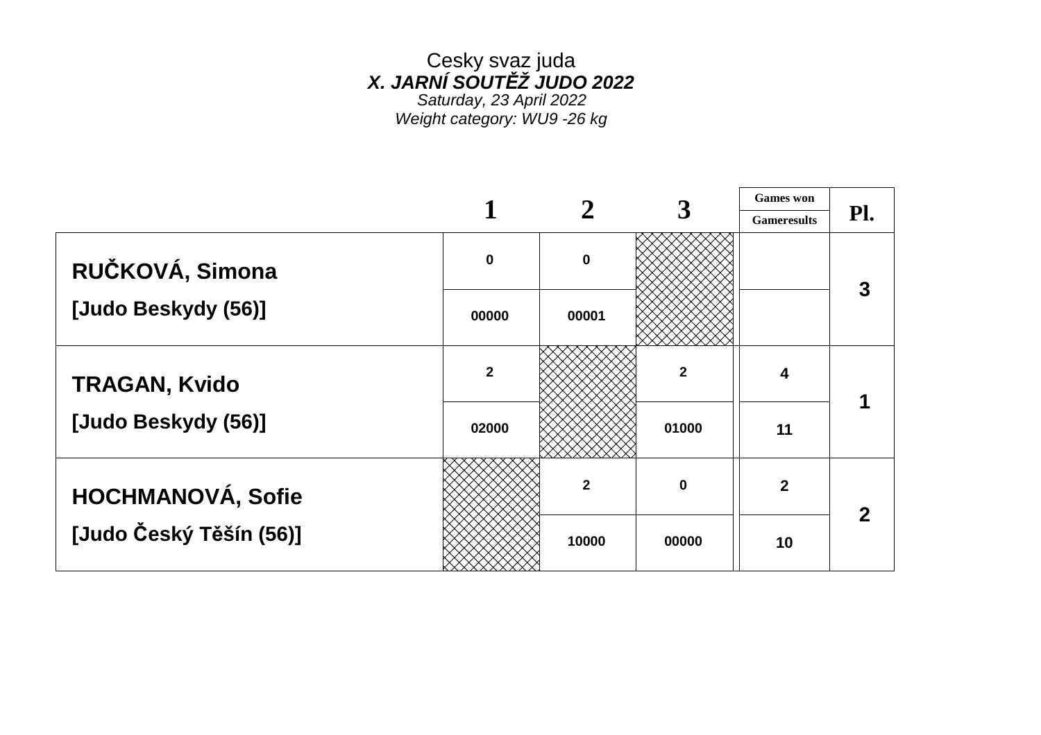Cesky svaz juda

***X. JARNÍ SOUTĚŽ JUDO 2022***

*Saturday, 23 April 2022*

*Weight category: WU9 -26 kg*

| | 1 | 2 | 3 | Games won / Gameresults | Pl. |
|---|---|---|---|---|---|
| **RUČKOVÁ, Simona** | 0 | 0 | | | 3 |
| **[Judo Beskydy (56)]** | 00000 | 00001 | | | |
| **TRAGAN, Kvido** | 2 | | 2 | 4 | 1 |
| **[Judo Beskydy (56)]** | 02000 | | 01000 | 11 | |
| **HOCHMANOVÁ, Sofie** | | 2 | 0 | 2 | 2 |
| **[Judo Český Těšín (56)]** | | 10000 | 00000 | 10 | |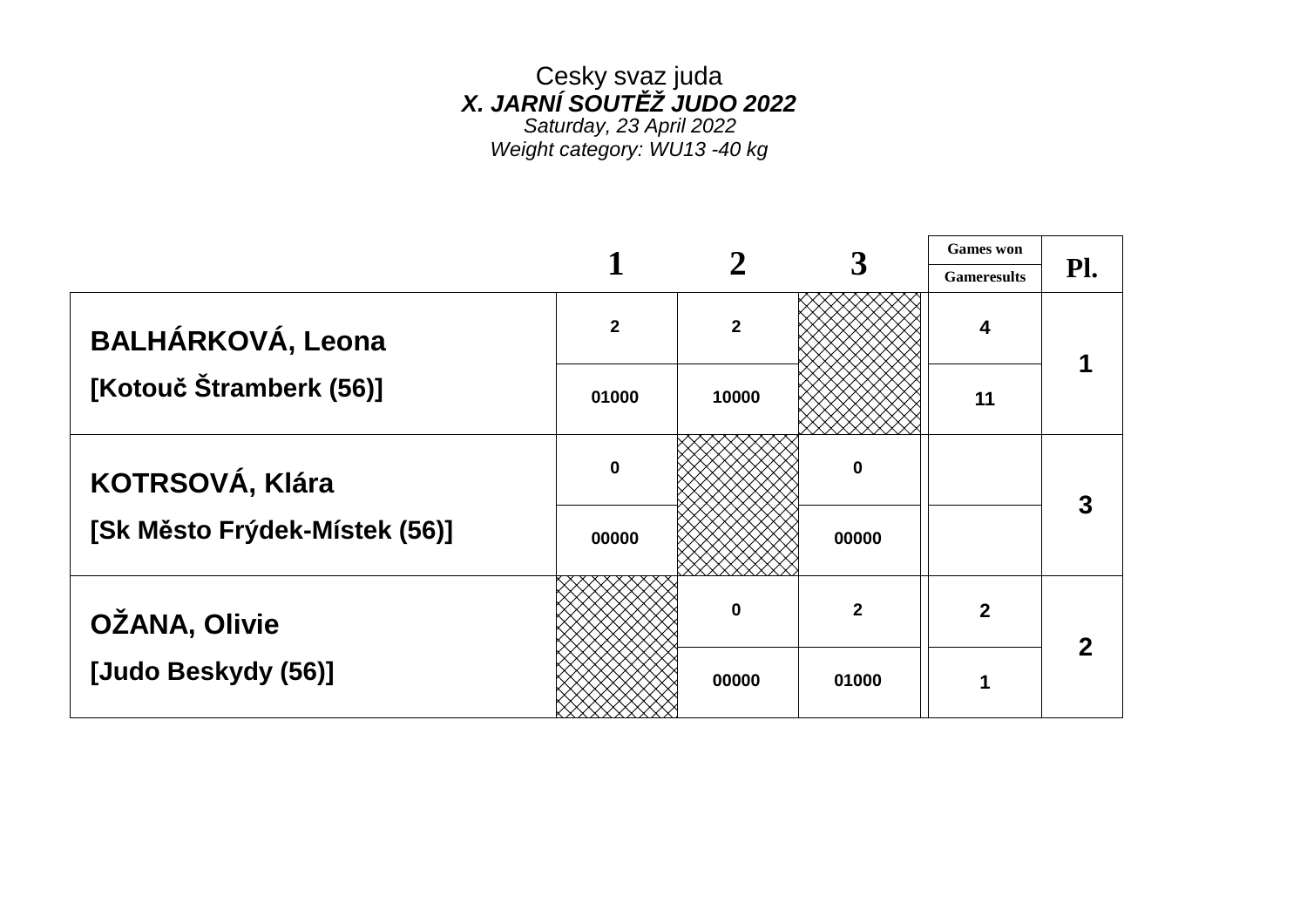Cesky svaz juda

***X. JARNÍ SOUTĚŽ JUDO 2022***

*Saturday, 23 April 2022*

*Weight category: WU13 -40 kg*

| | 1 | 2 | 3 | Games won / Gameresults | Pl. |
|---|---|---|---|---|---|
| **BALHÁRKOVÁ, Leona** | 2 | 2 | | 4 | 1 |
| **[Kotouč Štramberk (56)]** | 01000 | 10000 | | 11 | |
| **KOTRSOVÁ, Klára** | 0 | | 0 | | 3 |
| **[Sk Město Frýdek-Místek (56)]** | 00000 | | 00000 | | |
| **OŽANA, Olivie** | | 0 | 2 | 2 | 2 |
| **[Judo Beskydy (56)]** | | 00000 | 01000 | 1 | |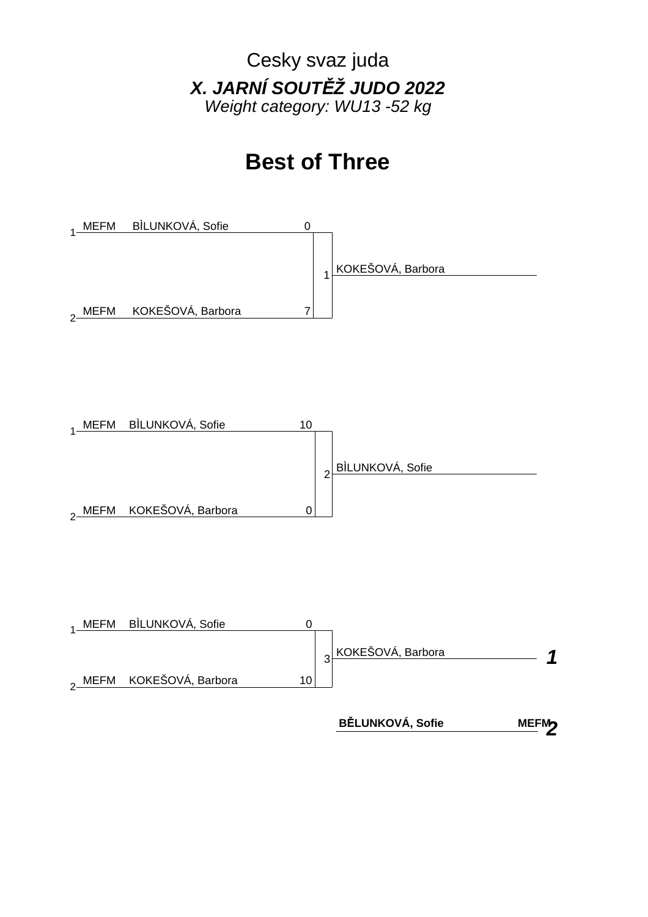Cesky svaz juda

***X. JARNÍ SOUTĚŽ JUDO 2022***

*Weight category: WU13 -52 kg*

# Best of Three

| # | Club | Name | Score | Match | Winner |
|---|---|---|---|---|---|
| 1 | MEFM | BÌLUNKOVÁ, Sofie | 0 | 1 | KOKEŠOVÁ, Barbora |
| 2 | MEFM | KOKEŠOVÁ, Barbora | 7 | | |

| # | Club | Name | Score | Match | Winner |
|---|---|---|---|---|---|
| 1 | MEFM | BÌLUNKOVÁ, Sofie | 10 | 2 | BÌLUNKOVÁ, Sofie |
| 2 | MEFM | KOKEŠOVÁ, Barbora | 0 | | |

| # | Club | Name | Score | Match | Winner |
|---|---|---|---|---|---|
| 1 | MEFM | BÌLUNKOVÁ, Sofie | 0 | 3 | KOKEŠOVÁ, Barbora |
| 2 | MEFM | KOKEŠOVÁ, Barbora | 10 | | |

| Place | Name | Club |
|---|---|---|
| ***1*** | KOKEŠOVÁ, Barbora | |
| ***2*** | **BĚLUNKOVÁ, Sofie** | **MEFM** |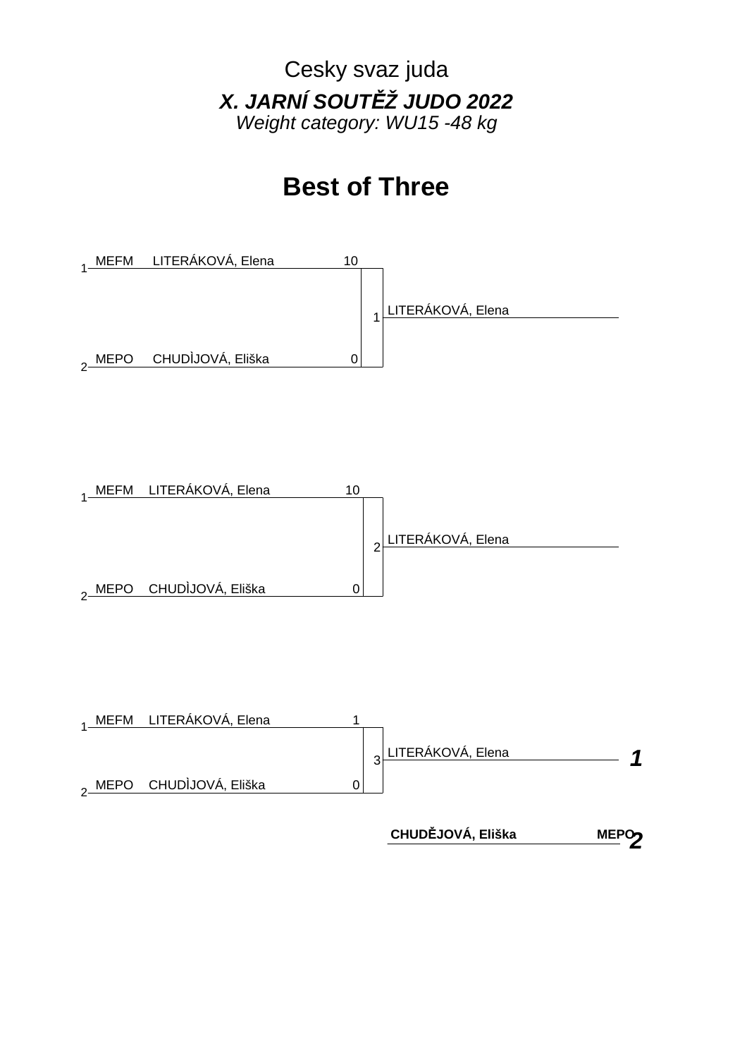Cesky svaz juda

***X. JARNÍ SOUTĚŽ JUDO 2022***

*Weight category: WU15 -48 kg*

# Best of Three

| # | Club | Name | Score | Match | Winner |
|---|---|---|---|---|---|
| 1 | MEFM | LITERÁKOVÁ, Elena | 10 | 1 | LITERÁKOVÁ, Elena |
| 2 | MEPO | CHUDÌJOVÁ, Eliška | 0 | | |

| # | Club | Name | Score | Match | Winner |
|---|---|---|---|---|---|
| 1 | MEFM | LITERÁKOVÁ, Elena | 10 | 2 | LITERÁKOVÁ, Elena |
| 2 | MEPO | CHUDÌJOVÁ, Eliška | 0 | | |

| # | Club | Name | Score | Match | Winner |
|---|---|---|---|---|---|
| 1 | MEFM | LITERÁKOVÁ, Elena | 1 | 3 | LITERÁKOVÁ, Elena |
| 2 | MEPO | CHUDÌJOVÁ, Eliška | 0 | | |

| Place | Name | Club |
|---|---|---|
| ***1*** | LITERÁKOVÁ, Elena | |
| ***2*** | **CHUDĚJOVÁ, Eliška** | **MEPO** |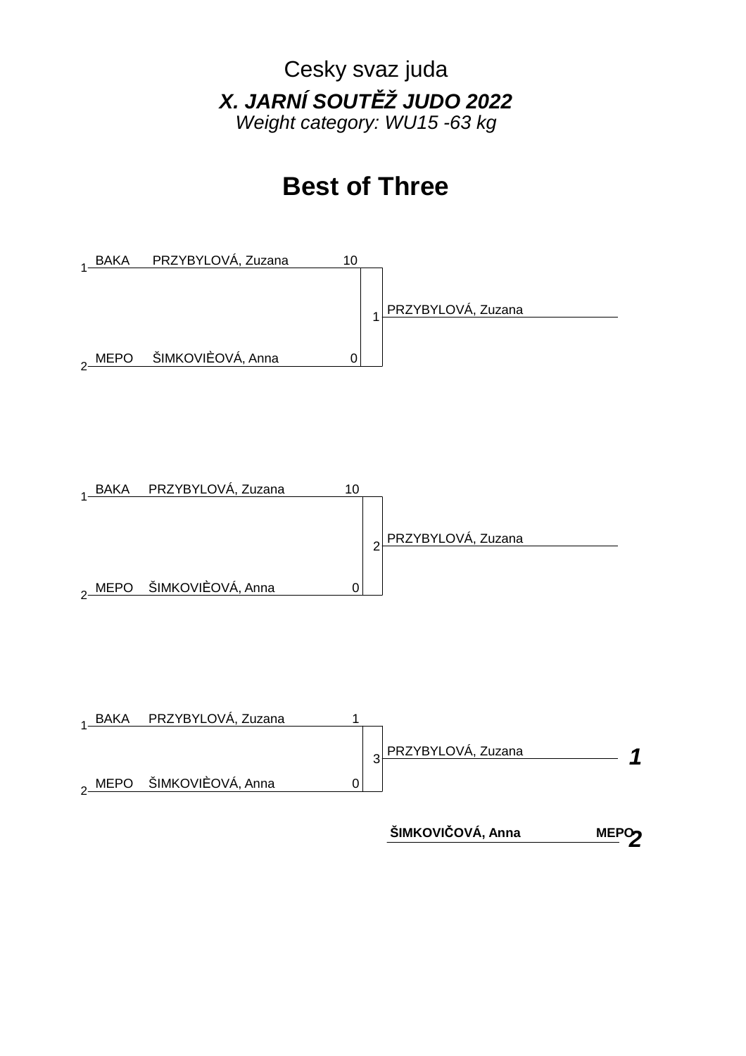Cesky svaz juda

***X. JARNÍ SOUTĚŽ JUDO 2022***

*Weight category: WU15 -63 kg*

# Best of Three

| # | Club | Name | Score | Match | Winner |
|---|---|---|---|---|---|
| 1 | BAKA | PRZYBYLOVÁ, Zuzana | 10 | 1 | PRZYBYLOVÁ, Zuzana |
| 2 | MEPO | ŠIMKOVIÈOVÁ, Anna | 0 | | |

| # | Club | Name | Score | Match | Winner |
|---|---|---|---|---|---|
| 1 | BAKA | PRZYBYLOVÁ, Zuzana | 10 | 2 | PRZYBYLOVÁ, Zuzana |
| 2 | MEPO | ŠIMKOVIÈOVÁ, Anna | 0 | | |

| # | Club | Name | Score | Match | Winner |
|---|---|---|---|---|---|
| 1 | BAKA | PRZYBYLOVÁ, Zuzana | 1 | 3 | PRZYBYLOVÁ, Zuzana |
| 2 | MEPO | ŠIMKOVIÈOVÁ, Anna | 0 | | |

| Place | Name | Club |
|---|---|---|
| ***1*** | PRZYBYLOVÁ, Zuzana | |
| ***2*** | **ŠIMKOVIČOVÁ, Anna** | **MEPO** |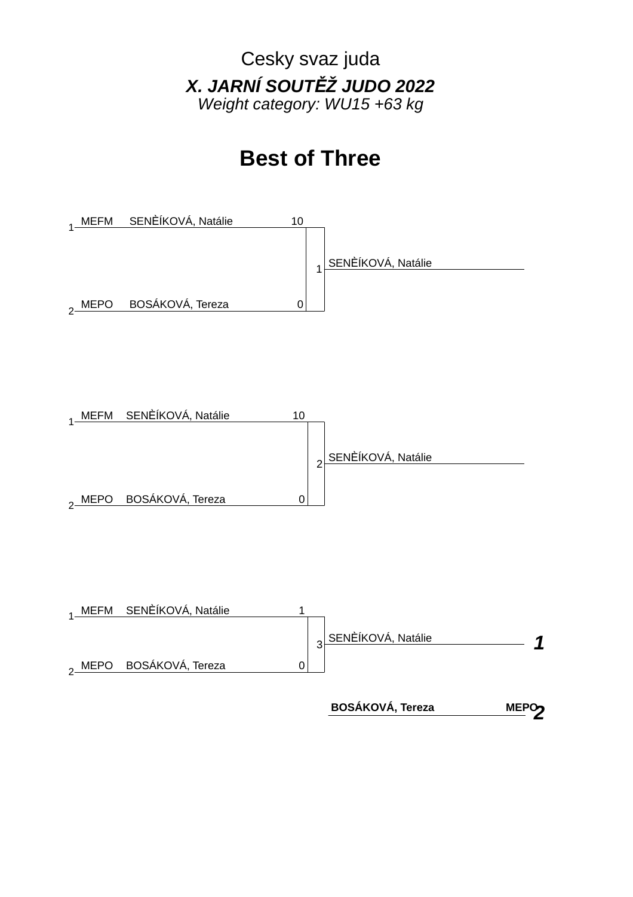Cesky svaz juda

***X. JARNÍ SOUTĚŽ JUDO 2022***

*Weight category: WU15 +63 kg*

# Best of Three

| | Club | Name | Score | Match | Winner |
|---|---|---|---|---|---|
| 1 | MEFM | SENÈÍKOVÁ, Natálie | 10 | 1 | SENÈÍKOVÁ, Natálie |
| 2 | MEPO | BOSÁKOVÁ, Tereza | 0 | | |

| | Club | Name | Score | Match | Winner |
|---|---|---|---|---|---|
| 1 | MEFM | SENÈÍKOVÁ, Natálie | 10 | 2 | SENÈÍKOVÁ, Natálie |
| 2 | MEPO | BOSÁKOVÁ, Tereza | 0 | | |

| | Club | Name | Score | Match | Winner |
|---|---|---|---|---|---|
| 1 | MEFM | SENÈÍKOVÁ, Natálie | 1 | 3 | SENÈÍKOVÁ, Natálie |
| 2 | MEPO | BOSÁKOVÁ, Tereza | 0 | | |

| Place | Name | Club |
|---|---|---|
| ***1*** | SENÈÍKOVÁ, Natálie | |
| ***2*** | **BOSÁKOVÁ, Tereza** | **MEPO** |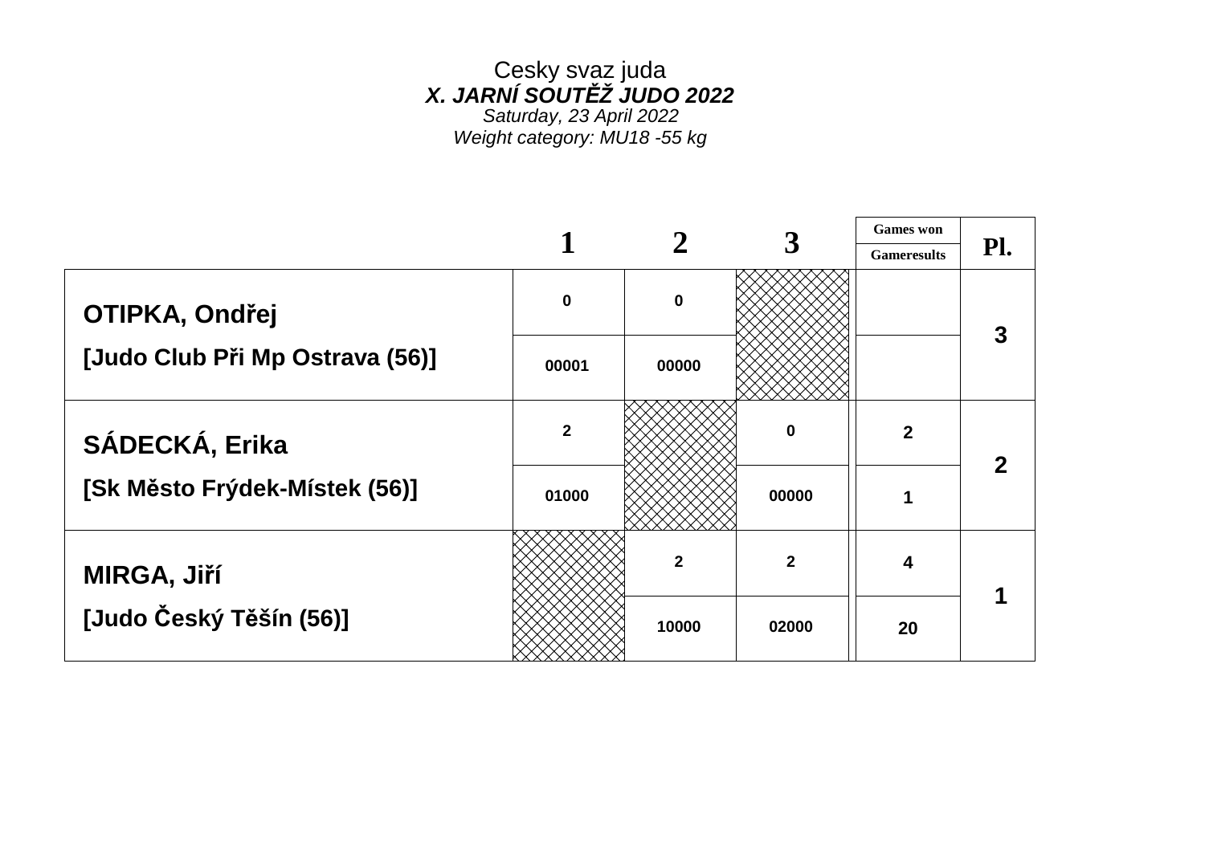Cesky svaz juda

***X. JARNÍ SOUTĚŽ JUDO 2022***

*Saturday, 23 April 2022*

*Weight category: MU18 -55 kg*

| | 1 | 2 | 3 | Games won / Gameresults | Pl. |
|---|---|---|---|---|---|
| **OTIPKA, Ondřej** | 0 | 0 | | | 3 |
| **[Judo Club Při Mp Ostrava (56)]** | 00001 | 00000 | | | |
| **SÁDECKÁ, Erika** | 2 | | 0 | 2 | 2 |
| **[Sk Město Frýdek-Místek (56)]** | 01000 | | 00000 | 1 | |
| **MIRGA, Jiří** | | 2 | 2 | 4 | 1 |
| **[Judo Český Těšín (56)]** | | 10000 | 02000 | 20 | |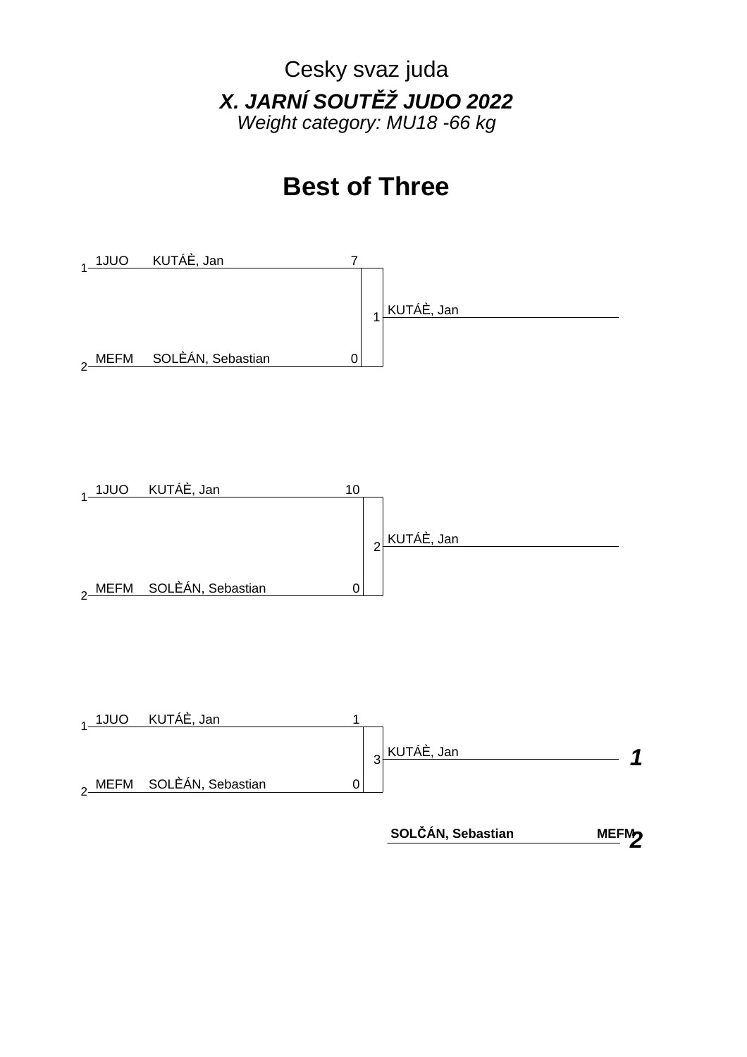Cesky svaz juda

***X. JARNÍ SOUTĚŽ JUDO 2022***

*Weight category: MU18 -66 kg*

# Best of Three

| # | Club | Name | Score | Match | Winner |
|---|---|---|---|---|---|
| 1 | 1JUO | KUTÁÈ, Jan | 7 | 1 | KUTÁÈ, Jan |
| 2 | MEFM | SOLÈÁN, Sebastian | 0 | | |

| # | Club | Name | Score | Match | Winner |
|---|---|---|---|---|---|
| 1 | 1JUO | KUTÁÈ, Jan | 10 | 2 | KUTÁÈ, Jan |
| 2 | MEFM | SOLÈÁN, Sebastian | 0 | | |

| # | Club | Name | Score | Match | Winner |
|---|---|---|---|---|---|
| 1 | 1JUO | KUTÁÈ, Jan | 1 | 3 | KUTÁÈ, Jan |
| 2 | MEFM | SOLÈÁN, Sebastian | 0 | | |

| Place | Name | Club |
|---|---|---|
| ***1*** | KUTÁÈ, Jan | |
| ***2*** | **SOLČÁN, Sebastian** | **MEFM** |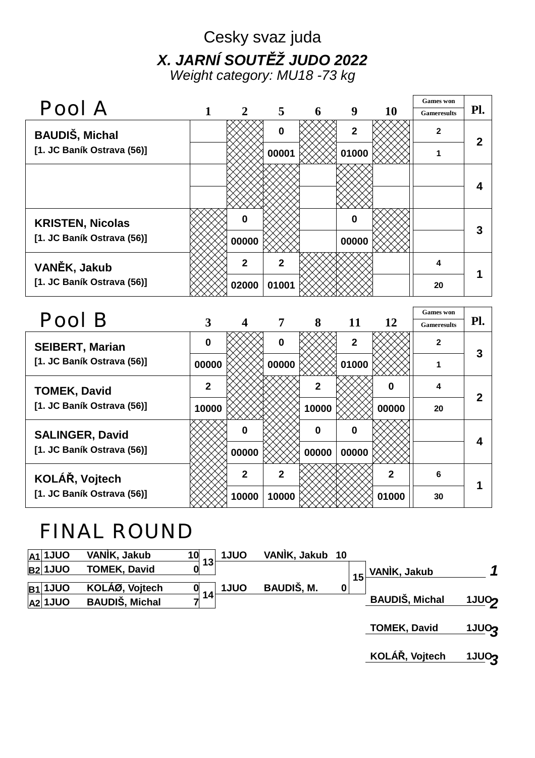Cesky svaz juda

***X. JARNÍ SOUTĚŽ JUDO 2022***

*Weight category: MU18 -73 kg*

## Pool A

| | 1 | 2 | 5 | 6 | 9 | 10 | Games won / Gameresults | Pl. |
|---|---|---|---|---|---|---|---|---|
| BAUDIŠ, Michal [1. JC Baník Ostrava (56)] | | | 0 | | 2 | | 2 | 2 |
| | | | 00001 | | 01000 | | 1 | |
| | | | | | | | | 4 |
| | | | | | | | | |
| KRISTEN, Nicolas [1. JC Baník Ostrava (56)] | | 0 | | | 0 | | | 3 |
| | | 00000 | | | 00000 | | | |
| VANĚK, Jakub [1. JC Baník Ostrava (56)] | | 2 | 2 | | | | 4 | 1 |
| | | 02000 | 01001 | | | | 20 | |

## Pool B

| | 3 | 4 | 7 | 8 | 11 | 12 | Games won / Gameresults | Pl. |
|---|---|---|---|---|---|---|---|---|
| SEIBERT, Marian [1. JC Baník Ostrava (56)] | 0 | | 0 | | 2 | | 2 | 3 |
| | 00000 | | 00000 | | 01000 | | 1 | |
| TOMEK, David [1. JC Baník Ostrava (56)] | 2 | | | 2 | | 0 | 4 | 2 |
| | 10000 | | | 10000 | | 00000 | 20 | |
| SALINGER, David [1. JC Baník Ostrava (56)] | | 0 | | 0 | 0 | | | 4 |
| | | 00000 | | 00000 | 00000 | | | |
| KOLÁŘ, Vojtech [1. JC Baník Ostrava (56)] | | 2 | 2 | | | 2 | 6 | 1 |
| | | 10000 | 10000 | | | 01000 | 30 | |

## FINAL ROUND

| | | | | |
|---|---|---|---|---|
| A1 | 1JUO | VANÌK, Jakub | 10 | 13 |
| B2 | 1JUO | TOMEK, David | 0 | |
| B1 | 1JUO | KOLÁØ, Vojtech | 0 | 14 |
| A2 | 1JUO | BAUDIŠ, Michal | 7 | |

| | | | |
|---|---|---|---|
| 1JUO | VANÌK, Jakub | 10 | 15 |
| 1JUO | BAUDIŠ, M. | 0 | |

| | | |
|---|---|---|
| VANÌK, Jakub | | 1 |
| BAUDIŠ, Michal | 1JUO | 2 |
| TOMEK, David | 1JUO | 3 |
| KOLÁŘ, Vojtech | 1JUO | 3 |